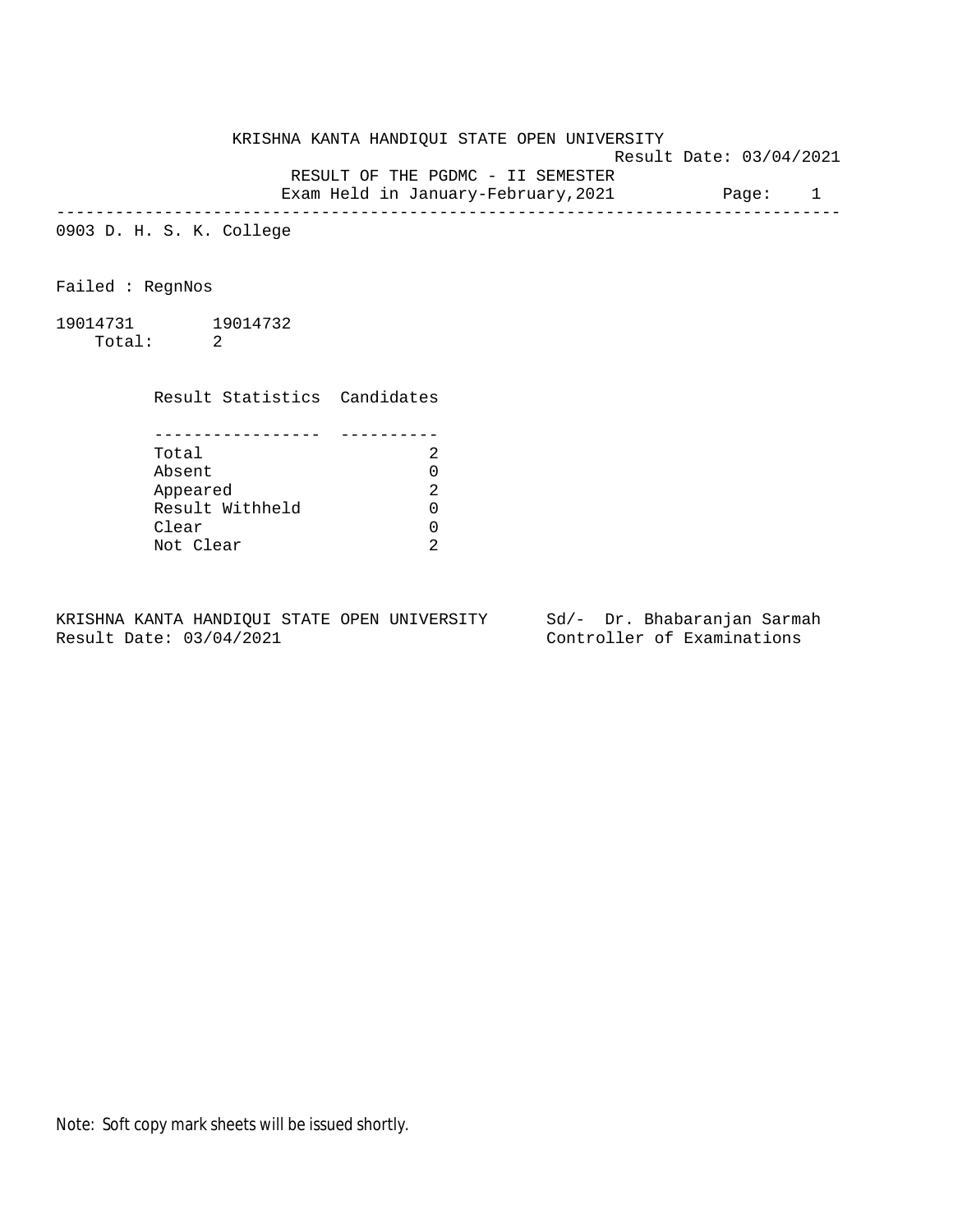# KRISHNA KANTA HANDIQUI STATE OPEN UNIVERSITY

Result Date: 03/04/2021

## RESULT OF THE PGDMC - II SEMESTER

Exam Held in January-February,2021

---

0903 D. H. S. K. College

Failed : RegnNos

19014731 19014732

Total: 2

| Result Statistics | Candidates |
|---|---|
| Total | 2 |
| Absent | 0 |
| Appeared | 2 |
| Result Withheld | 0 |
| Clear | 0 |
| Not Clear | 2 |

KRISHNA KANTA HANDIQUI STATE OPEN UNIVERSITY
Result Date: 03/04/2021

Sd/- Dr. Bhabaranjan Sarmah
Controller of Examinations

Note: Soft copy mark sheets will be issued shortly.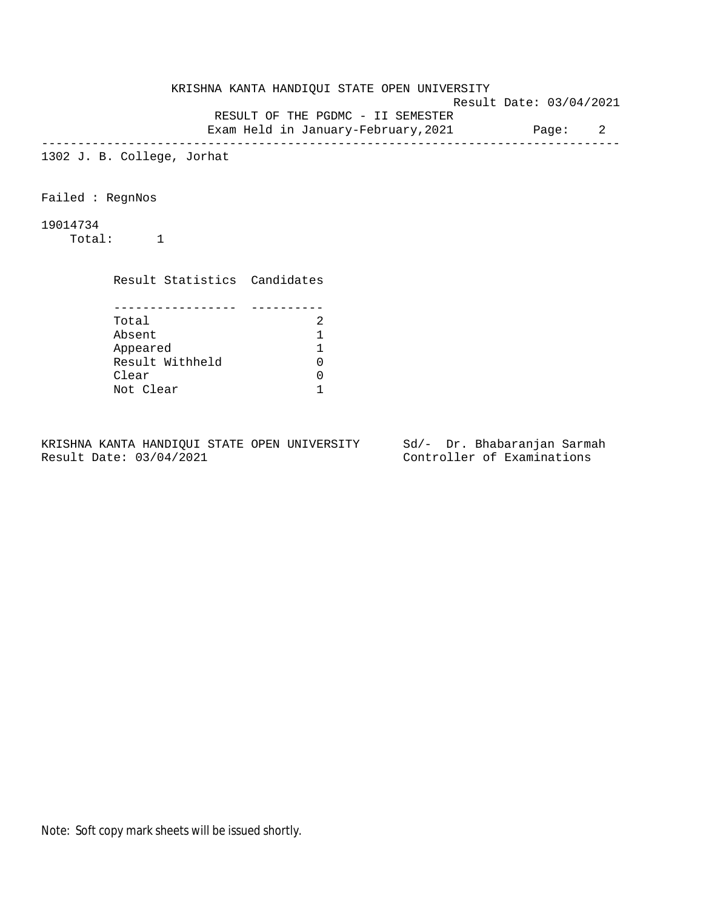KRISHNA KANTA HANDIQUI STATE OPEN UNIVERSITY

Result Date: 03/04/2021

RESULT OF THE PGDMC - II SEMESTER

Exam Held in January-February,2021

---

1302 J. B. College, Jorhat

Failed : RegnNos

19014734

Total: 1

| Result Statistics | Candidates |
|---|---|
| Total | 2 |
| Absent | 1 |
| Appeared | 1 |
| Result Withheld | 0 |
| Clear | 0 |
| Not Clear | 1 |

KRISHNA KANTA HANDIQUI STATE OPEN UNIVERSITY
Result Date: 03/04/2021

Sd/- Dr. Bhabaranjan Sarmah
Controller of Examinations

Note: Soft copy mark sheets will be issued shortly.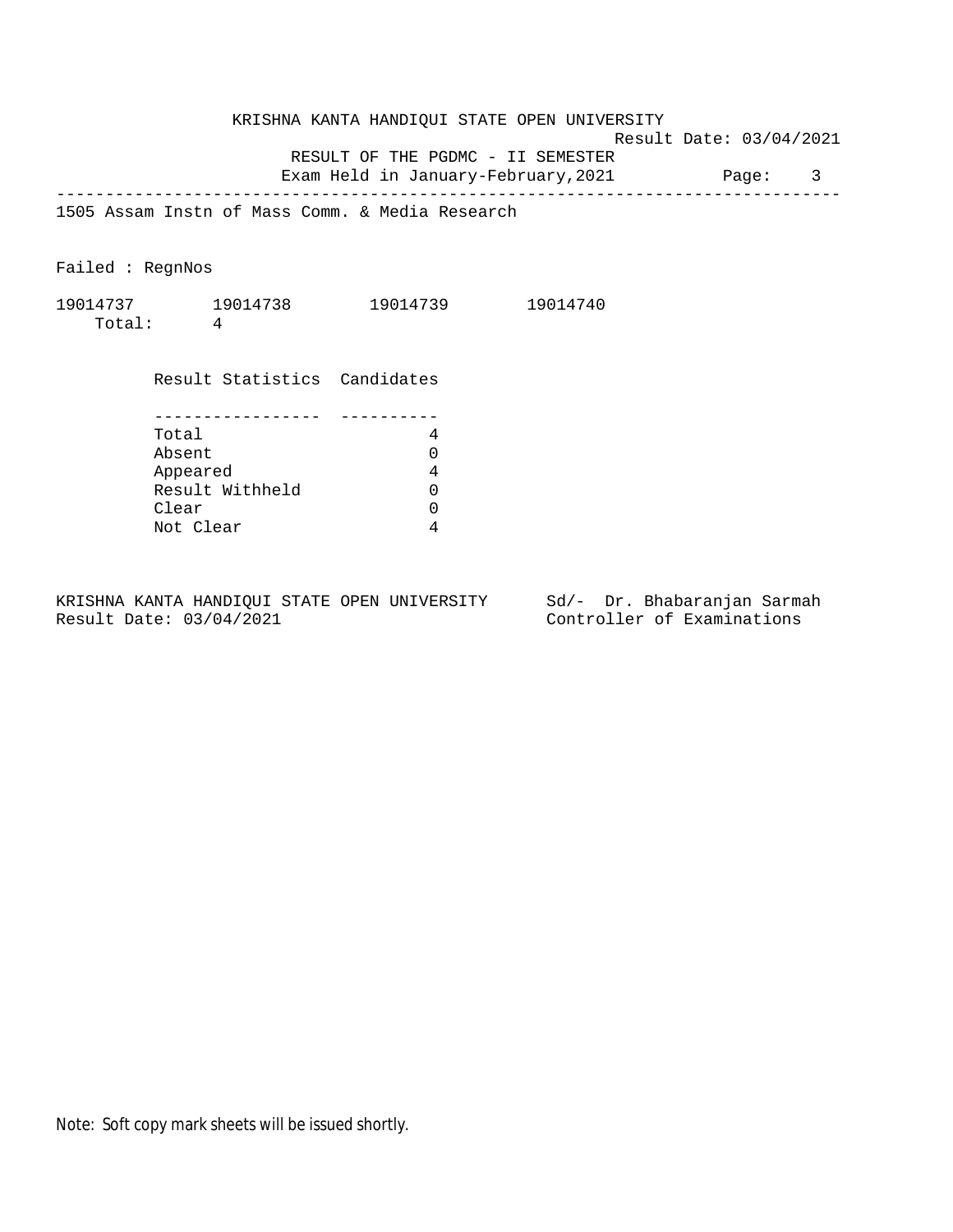KRISHNA KANTA HANDIQUI STATE OPEN UNIVERSITY

Result Date: 03/04/2021

RESULT OF THE PGDMC - II SEMESTER

Exam Held in January-February,2021

---

1505 Assam Instn of Mass Comm. & Media Research

Failed : RegnNos

19014737 19014738 19014739 19014740

Total: 4

| Result Statistics | Candidates |
|---|---|
| Total | 4 |
| Absent | 0 |
| Appeared | 4 |
| Result Withheld | 0 |
| Clear | 0 |
| Not Clear | 4 |

KRISHNA KANTA HANDIQUI STATE OPEN UNIVERSITY
Result Date: 03/04/2021

Sd/- Dr. Bhabaranjan Sarmah
Controller of Examinations

Note: Soft copy mark sheets will be issued shortly.